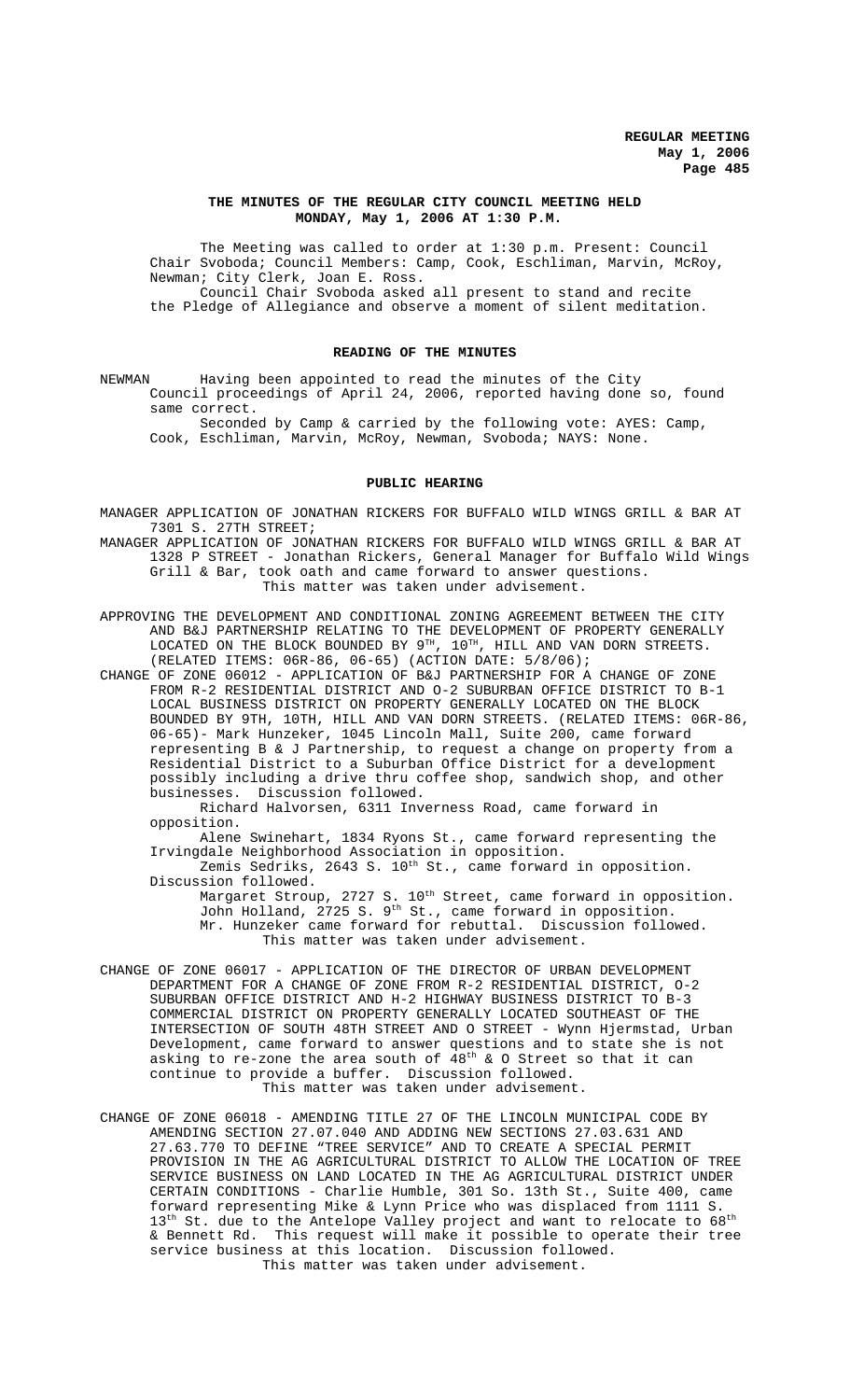# THE MINUTES OF THE REGULAR CITY COUNCIL MEETING HELD MONDAY, May 1, 2006 AT 1:30 P.M.

The Meeting was called to order at 1:30 p.m. Present: Council Chair Svoboda; Council Members: Camp, Cook, Eschliman, Marvin, McRoy, Newman; City Clerk, Joan E. Ross.

Council Chair Svoboda asked all present to stand and recite the Pledge of Allegiance and observe a moment of silent meditation.

## READING OF THE MINUTES

NEWMAN Having been appointed to read the minutes of the City Council proceedings of April 24, 2006, reported having done so, found same correct.

Seconded by Camp & carried by the following vote: AYES: Camp, Cook, Eschliman, Marvin, McRoy, Newman, Svoboda; NAYS: None.

## PUBLIC HEARING

MANAGER APPLICATION OF JONATHAN RICKERS FOR BUFFALO WILD WINGS GRILL & BAR AT 7301 S. 27TH STREET;

MANAGER APPLICATION OF JONATHAN RICKERS FOR BUFFALO WILD WINGS GRILL & BAR AT 1328 P STREET - Jonathan Rickers, General Manager for Buffalo Wild Wings Grill & Bar, took oath and came forward to answer questions.

This matter was taken under advisement.

APPROVING THE DEVELOPMENT AND CONDITIONAL ZONING AGREEMENT BETWEEN THE CITY AND B&J PARTNERSHIP RELATING TO THE DEVELOPMENT OF PROPERTY GENERALLY LOCATED ON THE BLOCK BOUNDED BY 9TH, 10TH, HILL AND VAN DORN STREETS. (RELATED ITEMS: 06R-86, 06-65) (ACTION DATE: 5/8/06);

CHANGE OF ZONE 06012 - APPLICATION OF B&J PARTNERSHIP FOR A CHANGE OF ZONE FROM R-2 RESIDENTIAL DISTRICT AND O-2 SUBURBAN OFFICE DISTRICT TO B-1 LOCAL BUSINESS DISTRICT ON PROPERTY GENERALLY LOCATED ON THE BLOCK BOUNDED BY 9TH, 10TH, HILL AND VAN DORN STREETS. (RELATED ITEMS: 06R-86, 06-65)- Mark Hunzeker, 1045 Lincoln Mall, Suite 200, came forward representing B & J Partnership, to request a change on property from a Residential District to a Suburban Office District for a development possibly including a drive thru coffee shop, sandwich shop, and other businesses. Discussion followed.

Richard Halvorsen, 6311 Inverness Road, came forward in opposition.

Alene Swinehart, 1834 Ryons St., came forward representing the Irvingdale Neighborhood Association in opposition.

Zemis Sedriks, 2643 S. 10th St., came forward in opposition. Discussion followed.

Margaret Stroup, 2727 S. 10th Street, came forward in opposition.

John Holland, 2725 S. 9th St., came forward in opposition.

Mr. Hunzeker came forward for rebuttal. Discussion followed.

This matter was taken under advisement.

CHANGE OF ZONE 06017 - APPLICATION OF THE DIRECTOR OF URBAN DEVELOPMENT DEPARTMENT FOR A CHANGE OF ZONE FROM R-2 RESIDENTIAL DISTRICT, O-2 SUBURBAN OFFICE DISTRICT AND H-2 HIGHWAY BUSINESS DISTRICT TO B-3 COMMERCIAL DISTRICT ON PROPERTY GENERALLY LOCATED SOUTHEAST OF THE INTERSECTION OF SOUTH 48TH STREET AND O STREET - Wynn Hjermstad, Urban Development, came forward to answer questions and to state she is not asking to re-zone the area south of 48th & O Street so that it can continue to provide a buffer. Discussion followed.

This matter was taken under advisement.

CHANGE OF ZONE 06018 - AMENDING TITLE 27 OF THE LINCOLN MUNICIPAL CODE BY AMENDING SECTION 27.07.040 AND ADDING NEW SECTIONS 27.03.631 AND 27.63.770 TO DEFINE "TREE SERVICE" AND TO CREATE A SPECIAL PERMIT PROVISION IN THE AG AGRICULTURAL DISTRICT TO ALLOW THE LOCATION OF TREE SERVICE BUSINESS ON LAND LOCATED IN THE AG AGRICULTURAL DISTRICT UNDER CERTAIN CONDITIONS - Charlie Humble, 301 So. 13th St., Suite 400, came forward representing Mike & Lynn Price who was displaced from 1111 S. 13th St. due to the Antelope Valley project and want to relocate to 68th & Bennett Rd. This request will make it possible to operate their tree service business at this location. Discussion followed.

This matter was taken under advisement.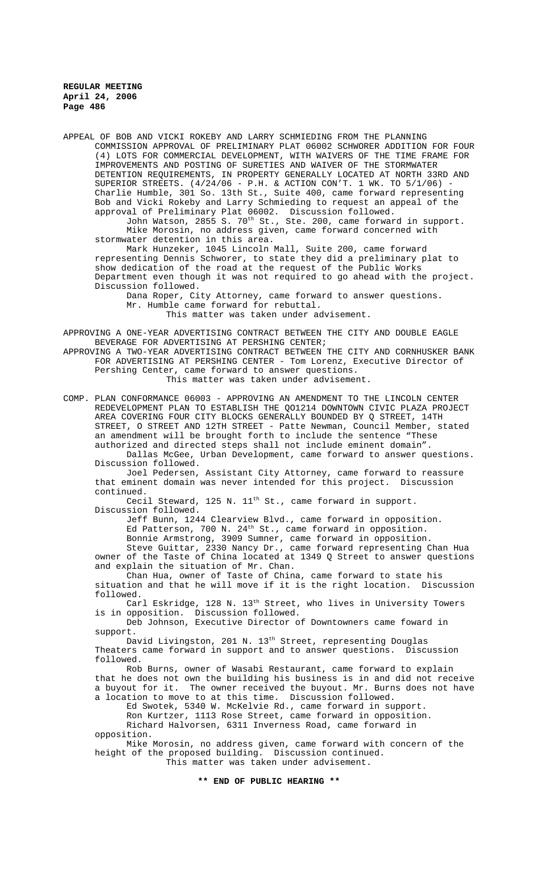APPEAL OF BOB AND VICKI ROKEBY AND LARRY SCHMIEDING FROM THE PLANNING COMMISSION APPROVAL OF PRELIMINARY PLAT 06002 SCHWORER ADDITION FOR FOUR (4) LOTS FOR COMMERCIAL DEVELOPMENT, WITH WAIVERS OF THE TIME FRAME FOR IMPROVEMENTS AND POSTING OF SURETIES AND WAIVER OF THE STORMWATER DETENTION REQUIREMENTS, IN PROPERTY GENERALLY LOCATED AT NORTH 33RD AND SUPERIOR STREETS. (4/24/06 - P.H. & ACTION CON'T. 1 WK. TO 5/1/06) - Charlie Humble, 301 So. 13th St., Suite 400, came forward representing Bob and Vicki Rokeby and Larry Schmieding to request an appeal of the approval of Preliminary Plat 06002. Discussion followed.

John Watson, 2855 S. 70th St., Ste. 200, came forward in support.

Mike Morosin, no address given, came forward concerned with stormwater detention in this area.

Mark Hunzeker, 1045 Lincoln Mall, Suite 200, came forward representing Dennis Schworer, to state they did a preliminary plat to show dedication of the road at the request of the Public Works Department even though it was not required to go ahead with the project. Discussion followed.

Dana Roper, City Attorney, came forward to answer questions.

Mr. Humble came forward for rebuttal.

This matter was taken under advisement.

APPROVING A ONE-YEAR ADVERTISING CONTRACT BETWEEN THE CITY AND DOUBLE EAGLE BEVERAGE FOR ADVERTISING AT PERSHING CENTER;

APPROVING A TWO-YEAR ADVERTISING CONTRACT BETWEEN THE CITY AND CORNHUSKER BANK FOR ADVERTISING AT PERSHING CENTER - Tom Lorenz, Executive Director of Pershing Center, came forward to answer questions.

This matter was taken under advisement.

COMP. PLAN CONFORMANCE 06003 - APPROVING AN AMENDMENT TO THE LINCOLN CENTER REDEVELOPMENT PLAN TO ESTABLISH THE QO1214 DOWNTOWN CIVIC PLAZA PROJECT AREA COVERING FOUR CITY BLOCKS GENERALLY BOUNDED BY Q STREET, 14TH STREET, O STREET AND 12TH STREET - Patte Newman, Council Member, stated an amendment will be brought forth to include the sentence "These authorized and directed steps shall not include eminent domain".

Dallas McGee, Urban Development, came forward to answer questions. Discussion followed.

Joel Pedersen, Assistant City Attorney, came forward to reassure that eminent domain was never intended for this project. Discussion continued.

Cecil Steward, 125 N. 11th St., came forward in support. Discussion followed.

Jeff Bunn, 1244 Clearview Blvd., came forward in opposition.

Ed Patterson, 700 N. 24th St., came forward in opposition.

Bonnie Armstrong, 3909 Sumner, came forward in opposition.

Steve Guittar, 2330 Nancy Dr., came forward representing Chan Hua owner of the Taste of China located at 1349 Q Street to answer questions and explain the situation of Mr. Chan.

Chan Hua, owner of Taste of China, came forward to state his situation and that he will move if it is the right location. Discussion followed.

Carl Eskridge, 128 N. 13th Street, who lives in University Towers is in opposition. Discussion followed.

Deb Johnson, Executive Director of Downtowners came foward in support.

David Livingston, 201 N. 13th Street, representing Douglas Theaters came forward in support and to answer questions. Discussion followed.

Rob Burns, owner of Wasabi Restaurant, came forward to explain that he does not own the building his business is in and did not receive a buyout for it. The owner received the buyout. Mr. Burns does not have a location to move to at this time. Discussion followed.

Ed Swotek, 5340 W. McKelvie Rd., came forward in support.

Ron Kurtzer, 1113 Rose Street, came forward in opposition.

Richard Halvorsen, 6311 Inverness Road, came forward in opposition.

Mike Morosin, no address given, came forward with concern of the height of the proposed building. Discussion continued.

This matter was taken under advisement.

**\*\* END OF PUBLIC HEARING \*\***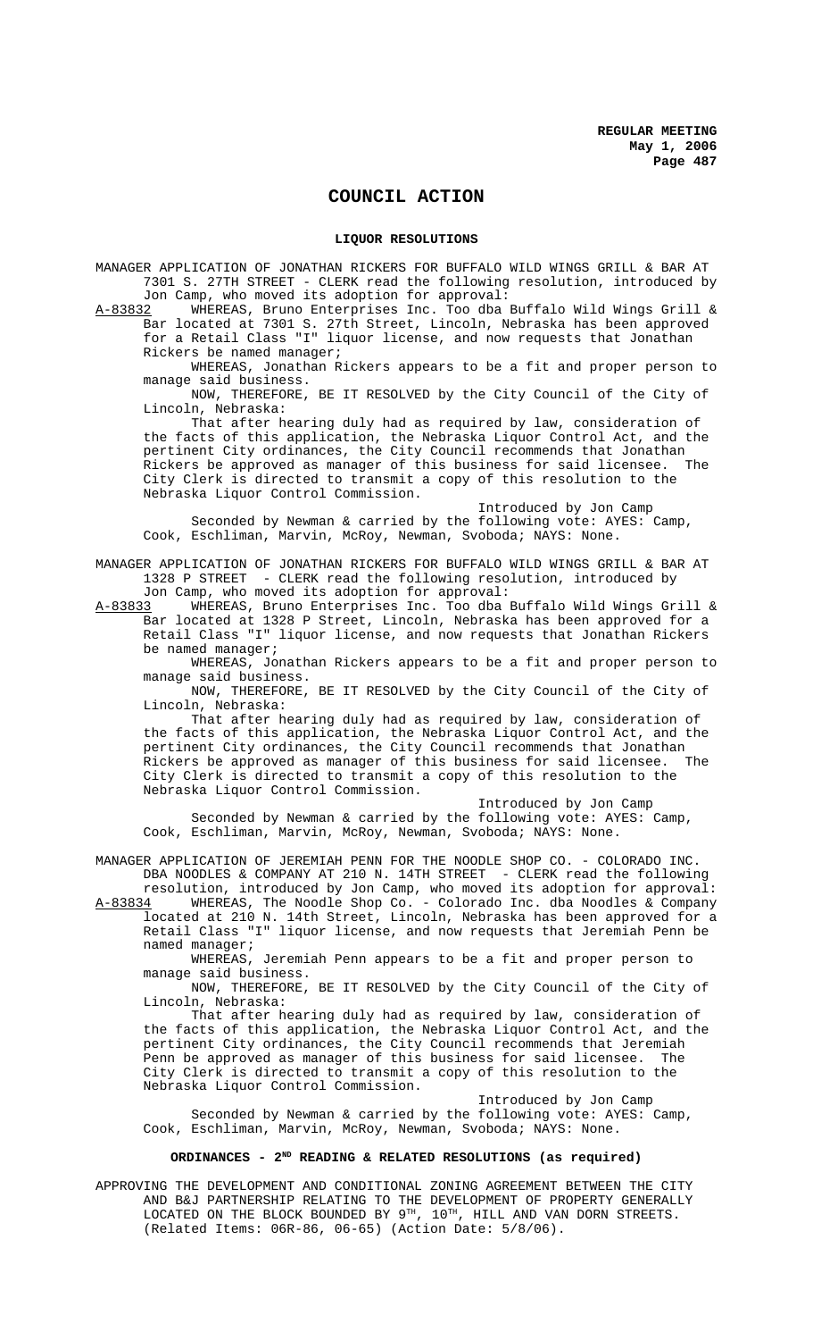# COUNCIL ACTION

## LIQUOR RESOLUTIONS

MANAGER APPLICATION OF JONATHAN RICKERS FOR BUFFALO WILD WINGS GRILL & BAR AT 7301 S. 27TH STREET - CLERK read the following resolution, introduced by Jon Camp, who moved its adoption for approval:

A-83832 WHEREAS, Bruno Enterprises Inc. Too dba Buffalo Wild Wings Grill & Bar located at 7301 S. 27th Street, Lincoln, Nebraska has been approved for a Retail Class "I" liquor license, and now requests that Jonathan Rickers be named manager;

WHEREAS, Jonathan Rickers appears to be a fit and proper person to manage said business.

NOW, THEREFORE, BE IT RESOLVED by the City Council of the City of Lincoln, Nebraska:

That after hearing duly had as required by law, consideration of the facts of this application, the Nebraska Liquor Control Act, and the pertinent City ordinances, the City Council recommends that Jonathan Rickers be approved as manager of this business for said licensee. The City Clerk is directed to transmit a copy of this resolution to the Nebraska Liquor Control Commission.

Introduced by Jon Camp

Seconded by Newman & carried by the following vote: AYES: Camp, Cook, Eschliman, Marvin, McRoy, Newman, Svoboda; NAYS: None.

MANAGER APPLICATION OF JONATHAN RICKERS FOR BUFFALO WILD WINGS GRILL & BAR AT 1328 P STREET - CLERK read the following resolution, introduced by Jon Camp, who moved its adoption for approval:

A-83833 WHEREAS, Bruno Enterprises Inc. Too dba Buffalo Wild Wings Grill & Bar located at 1328 P Street, Lincoln, Nebraska has been approved for a Retail Class "I" liquor license, and now requests that Jonathan Rickers be named manager;

WHEREAS, Jonathan Rickers appears to be a fit and proper person to manage said business.

NOW, THEREFORE, BE IT RESOLVED by the City Council of the City of Lincoln, Nebraska:

That after hearing duly had as required by law, consideration of the facts of this application, the Nebraska Liquor Control Act, and the pertinent City ordinances, the City Council recommends that Jonathan Rickers be approved as manager of this business for said licensee. The City Clerk is directed to transmit a copy of this resolution to the Nebraska Liquor Control Commission.

Introduced by Jon Camp

Seconded by Newman & carried by the following vote: AYES: Camp, Cook, Eschliman, Marvin, McRoy, Newman, Svoboda; NAYS: None.

MANAGER APPLICATION OF JEREMIAH PENN FOR THE NOODLE SHOP CO. - COLORADO INC. DBA NOODLES & COMPANY AT 210 N. 14TH STREET - CLERK read the following resolution, introduced by Jon Camp, who moved its adoption for approval:

A-83834 WHEREAS, The Noodle Shop Co. - Colorado Inc. dba Noodles & Company located at 210 N. 14th Street, Lincoln, Nebraska has been approved for a Retail Class "I" liquor license, and now requests that Jeremiah Penn be named manager;

WHEREAS, Jeremiah Penn appears to be a fit and proper person to manage said business.

NOW, THEREFORE, BE IT RESOLVED by the City Council of the City of Lincoln, Nebraska:

That after hearing duly had as required by law, consideration of the facts of this application, the Nebraska Liquor Control Act, and the pertinent City ordinances, the City Council recommends that Jeremiah Penn be approved as manager of this business for said licensee. The City Clerk is directed to transmit a copy of this resolution to the Nebraska Liquor Control Commission.

Introduced by Jon Camp

Seconded by Newman & carried by the following vote: AYES: Camp, Cook, Eschliman, Marvin, McRoy, Newman, Svoboda; NAYS: None.

## ORDINANCES - 2ND READING & RELATED RESOLUTIONS (as required)

APPROVING THE DEVELOPMENT AND CONDITIONAL ZONING AGREEMENT BETWEEN THE CITY AND B&J PARTNERSHIP RELATING TO THE DEVELOPMENT OF PROPERTY GENERALLY LOCATED ON THE BLOCK BOUNDED BY 9TH, 10TH, HILL AND VAN DORN STREETS. (Related Items: 06R-86, 06-65) (Action Date: 5/8/06).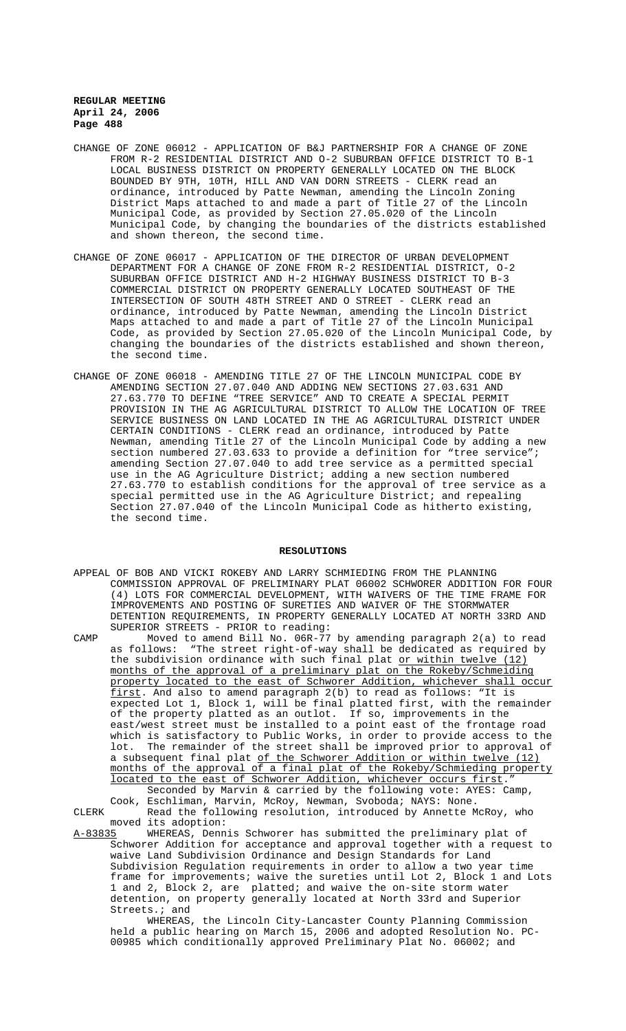CHANGE OF ZONE 06012 - APPLICATION OF B&J PARTNERSHIP FOR A CHANGE OF ZONE FROM R-2 RESIDENTIAL DISTRICT AND O-2 SUBURBAN OFFICE DISTRICT TO B-1 LOCAL BUSINESS DISTRICT ON PROPERTY GENERALLY LOCATED ON THE BLOCK BOUNDED BY 9TH, 10TH, HILL AND VAN DORN STREETS - CLERK read an ordinance, introduced by Patte Newman, amending the Lincoln Zoning District Maps attached to and made a part of Title 27 of the Lincoln Municipal Code, as provided by Section 27.05.020 of the Lincoln Municipal Code, by changing the boundaries of the districts established and shown thereon, the second time.

CHANGE OF ZONE 06017 - APPLICATION OF THE DIRECTOR OF URBAN DEVELOPMENT DEPARTMENT FOR A CHANGE OF ZONE FROM R-2 RESIDENTIAL DISTRICT, O-2 SUBURBAN OFFICE DISTRICT AND H-2 HIGHWAY BUSINESS DISTRICT TO B-3 COMMERCIAL DISTRICT ON PROPERTY GENERALLY LOCATED SOUTHEAST OF THE INTERSECTION OF SOUTH 48TH STREET AND O STREET - CLERK read an ordinance, introduced by Patte Newman, amending the Lincoln District Maps attached to and made a part of Title 27 of the Lincoln Municipal Code, as provided by Section 27.05.020 of the Lincoln Municipal Code, by changing the boundaries of the districts established and shown thereon, the second time.

CHANGE OF ZONE 06018 - AMENDING TITLE 27 OF THE LINCOLN MUNICIPAL CODE BY AMENDING SECTION 27.07.040 AND ADDING NEW SECTIONS 27.03.631 AND 27.63.770 TO DEFINE "TREE SERVICE" AND TO CREATE A SPECIAL PERMIT PROVISION IN THE AG AGRICULTURAL DISTRICT TO ALLOW THE LOCATION OF TREE SERVICE BUSINESS ON LAND LOCATED IN THE AG AGRICULTURAL DISTRICT UNDER CERTAIN CONDITIONS - CLERK read an ordinance, introduced by Patte Newman, amending Title 27 of the Lincoln Municipal Code by adding a new section numbered 27.03.633 to provide a definition for "tree service"; amending Section 27.07.040 to add tree service as a permitted special use in the AG Agriculture District; adding a new section numbered 27.63.770 to establish conditions for the approval of tree service as a special permitted use in the AG Agriculture District; and repealing Section 27.07.040 of the Lincoln Municipal Code as hitherto existing, the second time.

## RESOLUTIONS

APPEAL OF BOB AND VICKI ROKEBY AND LARRY SCHMIEDING FROM THE PLANNING COMMISSION APPROVAL OF PRELIMINARY PLAT 06002 SCHWORER ADDITION FOR FOUR (4) LOTS FOR COMMERCIAL DEVELOPMENT, WITH WAIVERS OF THE TIME FRAME FOR IMPROVEMENTS AND POSTING OF SURETIES AND WAIVER OF THE STORMWATER DETENTION REQUIREMENTS, IN PROPERTY GENERALLY LOCATED AT NORTH 33RD AND SUPERIOR STREETS - PRIOR to reading:

CAMP Moved to amend Bill No. 06R-77 by amending paragraph 2(a) to read as follows: "The street right-of-way shall be dedicated as required by the subdivision ordinance with such final plat <u>or within twelve (12) months of the approval of a preliminary plat on the Rokeby/Schmeiding property located to the east of Schworer Addition, whichever shall occur first</u>. And also to amend paragraph 2(b) to read as follows: "It is expected Lot 1, Block 1, will be final platted first, with the remainder of the property platted as an outlot. If so, improvements in the east/west street must be installed to a point east of the frontage road which is satisfactory to Public Works, in order to provide access to the lot. The remainder of the street shall be improved prior to approval of a subsequent final plat <u>of the Schworer Addition or within twelve (12) months of the approval of a final plat of the Rokeby/Schmieding property located to the east of Schworer Addition, whichever occurs first</u>."

Seconded by Marvin & carried by the following vote: AYES: Camp, Cook, Eschliman, Marvin, McRoy, Newman, Svoboda; NAYS: None.

CLERK Read the following resolution, introduced by Annette McRoy, who moved its adoption:

<u>A-83835</u> WHEREAS, Dennis Schworer has submitted the preliminary plat of Schworer Addition for acceptance and approval together with a request to waive Land Subdivision Ordinance and Design Standards for Land Subdivision Regulation requirements in order to allow a two year time frame for improvements; waive the sureties until Lot 2, Block 1 and Lots 1 and 2, Block 2, are platted; and waive the on-site storm water detention, on property generally located at North 33rd and Superior Streets.; and

WHEREAS, the Lincoln City-Lancaster County Planning Commission held a public hearing on March 15, 2006 and adopted Resolution No. PC-00985 which conditionally approved Preliminary Plat No. 06002; and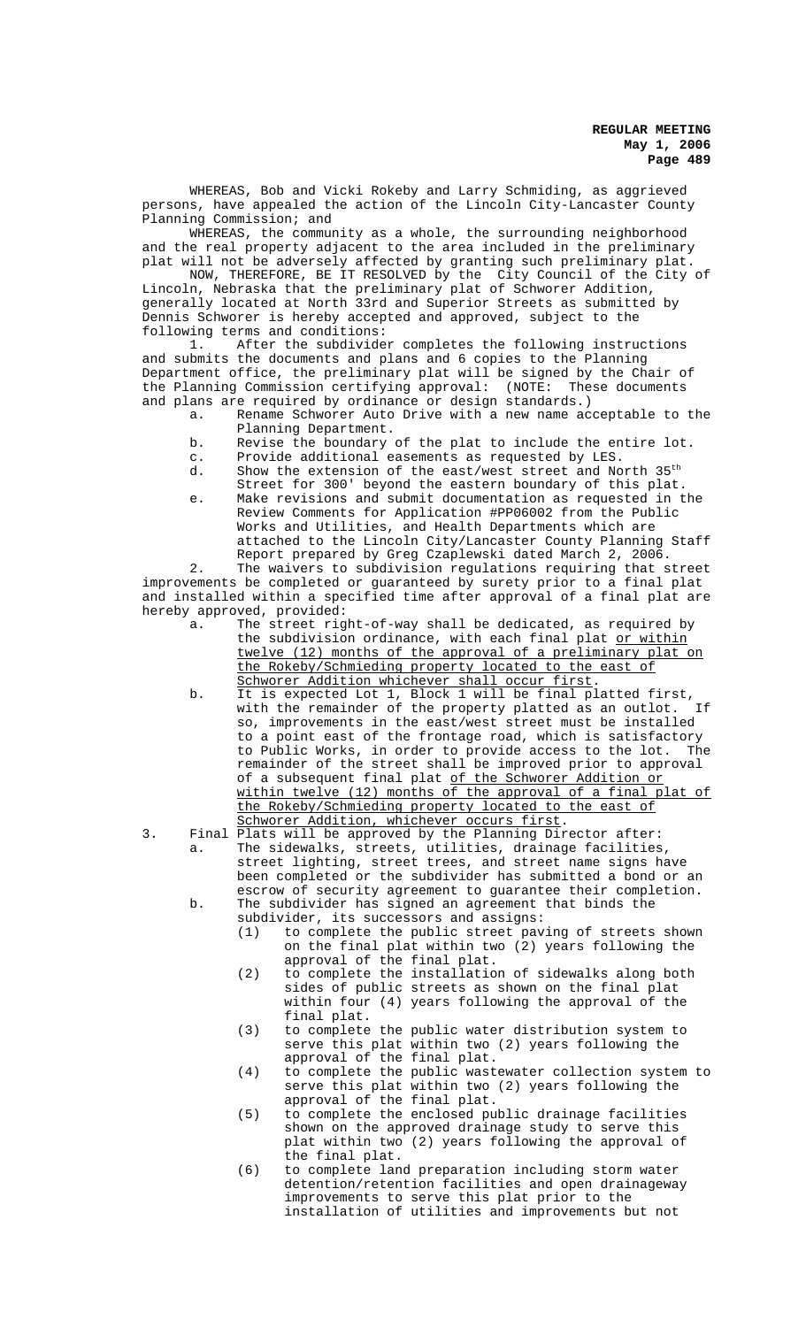WHEREAS, Bob and Vicki Rokeby and Larry Schmiding, as aggrieved persons, have appealed the action of the Lincoln City-Lancaster County Planning Commission; and

WHEREAS, the community as a whole, the surrounding neighborhood and the real property adjacent to the area included in the preliminary plat will not be adversely affected by granting such preliminary plat.

NOW, THEREFORE, BE IT RESOLVED by the City Council of the City of Lincoln, Nebraska that the preliminary plat of Schworer Addition, generally located at North 33rd and Superior Streets as submitted by Dennis Schworer is hereby accepted and approved, subject to the following terms and conditions:

1. After the subdivider completes the following instructions and submits the documents and plans and 6 copies to the Planning Department office, the preliminary plat will be signed by the Chair of the Planning Commission certifying approval: (NOTE: These documents and plans are required by ordinance or design standards.)
   - a. Rename Schworer Auto Drive with a new name acceptable to the Planning Department.
   - b. Revise the boundary of the plat to include the entire lot.
   - c. Provide additional easements as requested by LES.
   - d. Show the extension of the east/west street and North 35th Street for 300' beyond the eastern boundary of this plat.
   - e. Make revisions and submit documentation as requested in the Review Comments for Application #PP06002 from the Public Works and Utilities, and Health Departments which are attached to the Lincoln City/Lancaster County Planning Staff Report prepared by Greg Czaplewski dated March 2, 2006.

2. The waivers to subdivision regulations requiring that street improvements be completed or guaranteed by surety prior to a final plat and installed within a specified time after approval of a final plat are hereby approved, provided:
   - a. The street right-of-way shall be dedicated, as required by the subdivision ordinance, with each final plat <u>or within twelve (12) months of the approval of a preliminary plat on the Rokeby/Schmieding property located to the east of Schworer Addition whichever shall occur first</u>.
   - b. It is expected Lot 1, Block 1 will be final platted first, with the remainder of the property platted as an outlot. If so, improvements in the east/west street must be installed to a point east of the frontage road, which is satisfactory to Public Works, in order to provide access to the lot. The remainder of the street shall be improved prior to approval of a subsequent final plat <u>of the Schworer Addition or within twelve (12) months of the approval of a final plat of the Rokeby/Schmieding property located to the east of Schworer Addition, whichever occurs first</u>.

3. Final Plats will be approved by the Planning Director after:
   - a. The sidewalks, streets, utilities, drainage facilities, street lighting, street trees, and street name signs have been completed or the subdivider has submitted a bond or an escrow of security agreement to guarantee their completion.
   - b. The subdivider has signed an agreement that binds the subdivider, its successors and assigns:
     - (1) to complete the public street paving of streets shown on the final plat within two (2) years following the approval of the final plat.
     - (2) to complete the installation of sidewalks along both sides of public streets as shown on the final plat within four (4) years following the approval of the final plat.
     - (3) to complete the public water distribution system to serve this plat within two (2) years following the approval of the final plat.
     - (4) to complete the public wastewater collection system to serve this plat within two (2) years following the approval of the final plat.
     - (5) to complete the enclosed public drainage facilities shown on the approved drainage study to serve this plat within two (2) years following the approval of the final plat.
     - (6) to complete land preparation including storm water detention/retention facilities and open drainageway improvements to serve this plat prior to the installation of utilities and improvements but not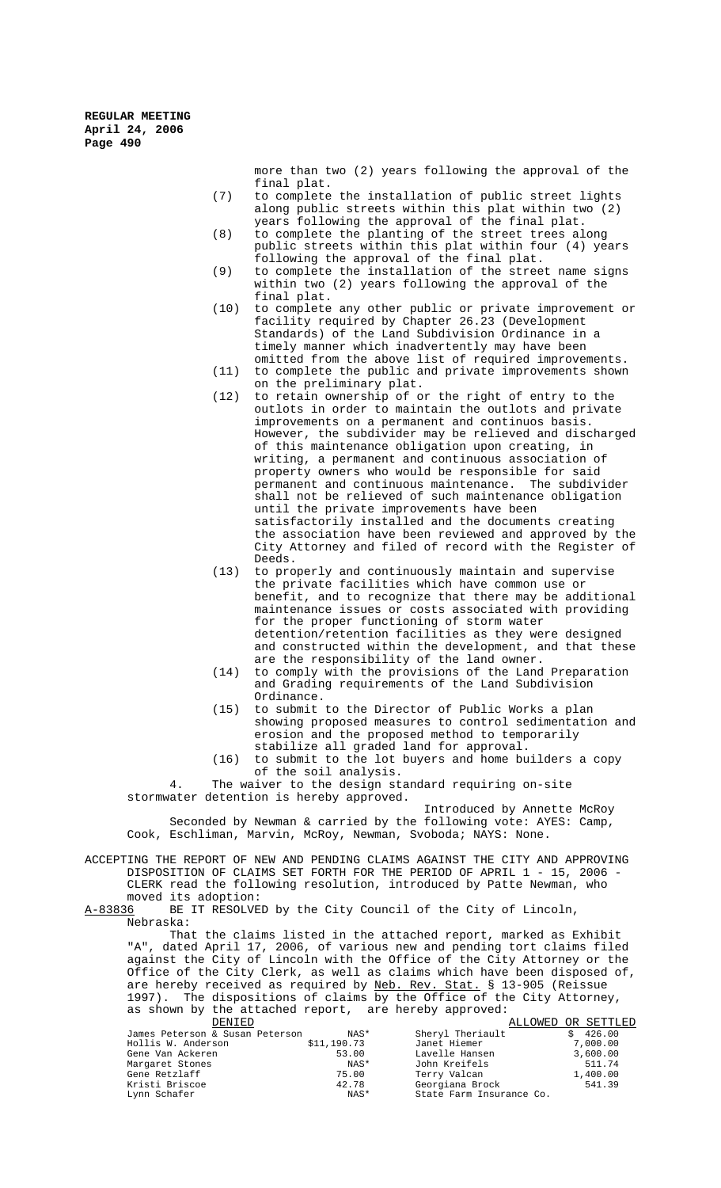more than two (2) years following the approval of the final plat.

(7) to complete the installation of public street lights along public streets within this plat within two (2) years following the approval of the final plat.

(8) to complete the planting of the street trees along public streets within this plat within four (4) years following the approval of the final plat.

(9) to complete the installation of the street name signs within two (2) years following the approval of the final plat.

(10) to complete any other public or private improvement or facility required by Chapter 26.23 (Development Standards) of the Land Subdivision Ordinance in a timely manner which inadvertently may have been omitted from the above list of required improvements.

(11) to complete the public and private improvements shown on the preliminary plat.

(12) to retain ownership of or the right of entry to the outlots in order to maintain the outlots and private improvements on a permanent and continuos basis. However, the subdivider may be relieved and discharged of this maintenance obligation upon creating, in writing, a permanent and continuous association of property owners who would be responsible for said permanent and continuous maintenance. The subdivider shall not be relieved of such maintenance obligation until the private improvements have been satisfactorily installed and the documents creating the association have been reviewed and approved by the City Attorney and filed of record with the Register of Deeds.

(13) to properly and continuously maintain and supervise the private facilities which have common use or benefit, and to recognize that there may be additional maintenance issues or costs associated with providing for the proper functioning of storm water detention/retention facilities as they were designed and constructed within the development, and that these are the responsibility of the land owner.

(14) to comply with the provisions of the Land Preparation and Grading requirements of the Land Subdivision Ordinance.

(15) to submit to the Director of Public Works a plan showing proposed measures to control sedimentation and erosion and the proposed method to temporarily stabilize all graded land for approval.

(16) to submit to the lot buyers and home builders a copy of the soil analysis.

4. The waiver to the design standard requiring on-site stormwater detention is hereby approved.

Introduced by Annette McRoy

Seconded by Newman & carried by the following vote: AYES: Camp, Cook, Eschliman, Marvin, McRoy, Newman, Svoboda; NAYS: None.

ACCEPTING THE REPORT OF NEW AND PENDING CLAIMS AGAINST THE CITY AND APPROVING DISPOSITION OF CLAIMS SET FORTH FOR THE PERIOD OF APRIL 1 - 15, 2006 - CLERK read the following resolution, introduced by Patte Newman, who moved its adoption:

A-83836 BE IT RESOLVED by the City Council of the City of Lincoln, Nebraska:

That the claims listed in the attached report, marked as Exhibit "A", dated April 17, 2006, of various new and pending tort claims filed against the City of Lincoln with the Office of the City Attorney or the Office of the City Clerk, as well as claims which have been disposed of, are hereby received as required by Neb. Rev. Stat. § 13-905 (Reissue 1997). The dispositions of claims by the Office of the City Attorney, as shown by the attached report, are hereby approved:

| DENIED | | ALLOWED OR SETTLED | |
|---|---|---|---|
| James Peterson & Susan Peterson | NAS* | Sheryl Theriault | $ 426.00 |
| Hollis W. Anderson | $11,190.73 | Janet Hiemer | 7,000.00 |
| Gene Van Ackeren | 53.00 | Lavelle Hansen | 3,600.00 |
| Margaret Stones | NAS* | John Kreifels | 511.74 |
| Gene Retzlaff | 75.00 | Terry Valcan | 1,400.00 |
| Kristi Briscoe | 42.78 | Georgiana Brock | 541.39 |
| Lynn Schafer | NAS* | State Farm Insurance Co. | |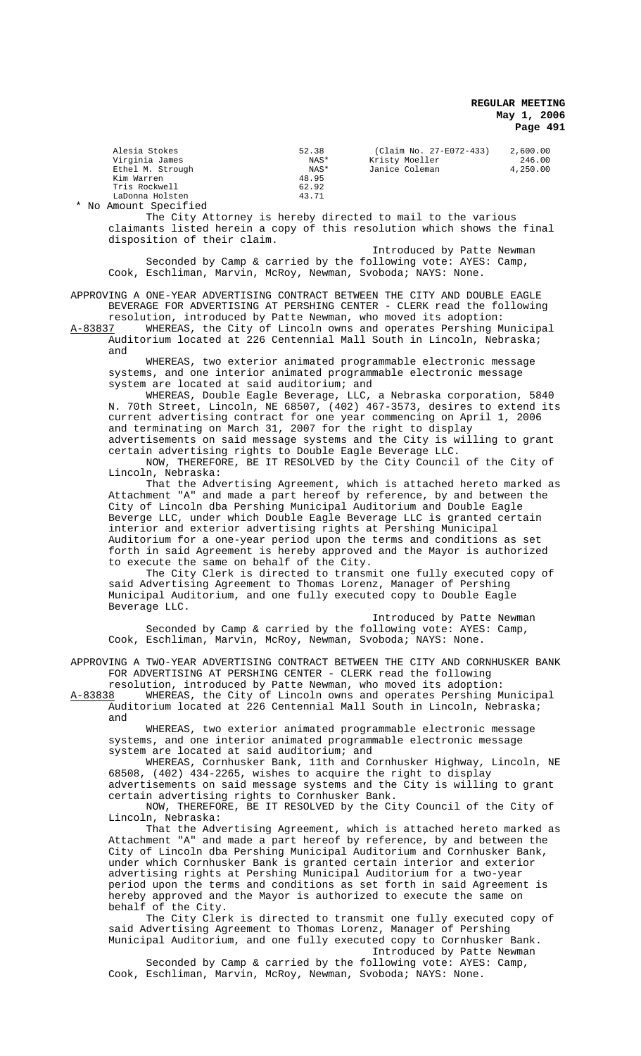| | | | |
|---|---|---|---|
| Alesia Stokes | 52.38 | (Claim No. 27-E072-433) | 2,600.00 |
| Virginia James | NAS* | Kristy Moeller | 246.00 |
| Ethel M. Strough | NAS* | Janice Coleman | 4,250.00 |
| Kim Warren | 48.95 | | |
| Tris Rockwell | 62.92 | | |
| LaDonna Holsten | 43.71 | | |

\* No Amount Specified

The City Attorney is hereby directed to mail to the various claimants listed herein a copy of this resolution which shows the final disposition of their claim.

Introduced by Patte Newman

Seconded by Camp & carried by the following vote: AYES: Camp, Cook, Eschliman, Marvin, McRoy, Newman, Svoboda; NAYS: None.

APPROVING A ONE-YEAR ADVERTISING CONTRACT BETWEEN THE CITY AND DOUBLE EAGLE BEVERAGE FOR ADVERTISING AT PERSHING CENTER - CLERK read the following resolution, introduced by Patte Newman, who moved its adoption:

A-83837 WHEREAS, the City of Lincoln owns and operates Pershing Municipal Auditorium located at 226 Centennial Mall South in Lincoln, Nebraska; and

WHEREAS, two exterior animated programmable electronic message systems, and one interior animated programmable electronic message system are located at said auditorium; and

WHEREAS, Double Eagle Beverage, LLC, a Nebraska corporation, 5840 N. 70th Street, Lincoln, NE 68507, (402) 467-3573, desires to extend its current advertising contract for one year commencing on April 1, 2006 and terminating on March 31, 2007 for the right to display advertisements on said message systems and the City is willing to grant certain advertising rights to Double Eagle Beverage LLC.

NOW, THEREFORE, BE IT RESOLVED by the City Council of the City of Lincoln, Nebraska:

That the Advertising Agreement, which is attached hereto marked as Attachment "A" and made a part hereof by reference, by and between the City of Lincoln dba Pershing Municipal Auditorium and Double Eagle Beverge LLC, under which Double Eagle Beverage LLC is granted certain interior and exterior advertising rights at Pershing Municipal Auditorium for a one-year period upon the terms and conditions as set forth in said Agreement is hereby approved and the Mayor is authorized to execute the same on behalf of the City.

The City Clerk is directed to transmit one fully executed copy of said Advertising Agreement to Thomas Lorenz, Manager of Pershing Municipal Auditorium, and one fully executed copy to Double Eagle Beverage LLC.

Introduced by Patte Newman

Seconded by Camp & carried by the following vote: AYES: Camp, Cook, Eschliman, Marvin, McRoy, Newman, Svoboda; NAYS: None.

APPROVING A TWO-YEAR ADVERTISING CONTRACT BETWEEN THE CITY AND CORNHUSKER BANK FOR ADVERTISING AT PERSHING CENTER - CLERK read the following resolution, introduced by Patte Newman, who moved its adoption:

A-83838 WHEREAS, the City of Lincoln owns and operates Pershing Municipal Auditorium located at 226 Centennial Mall South in Lincoln, Nebraska; and

WHEREAS, two exterior animated programmable electronic message systems, and one interior animated programmable electronic message system are located at said auditorium; and

WHEREAS, Cornhusker Bank, 11th and Cornhusker Highway, Lincoln, NE 68508, (402) 434-2265, wishes to acquire the right to display advertisements on said message systems and the City is willing to grant certain advertising rights to Cornhusker Bank.

NOW, THEREFORE, BE IT RESOLVED by the City Council of the City of Lincoln, Nebraska:

That the Advertising Agreement, which is attached hereto marked as Attachment "A" and made a part hereof by reference, by and between the City of Lincoln dba Pershing Municipal Auditorium and Cornhusker Bank, under which Cornhusker Bank is granted certain interior and exterior advertising rights at Pershing Municipal Auditorium for a two-year period upon the terms and conditions as set forth in said Agreement is hereby approved and the Mayor is authorized to execute the same on behalf of the City.

The City Clerk is directed to transmit one fully executed copy of said Advertising Agreement to Thomas Lorenz, Manager of Pershing Municipal Auditorium, and one fully executed copy to Cornhusker Bank.

Introduced by Patte Newman

Seconded by Camp & carried by the following vote: AYES: Camp, Cook, Eschliman, Marvin, McRoy, Newman, Svoboda; NAYS: None.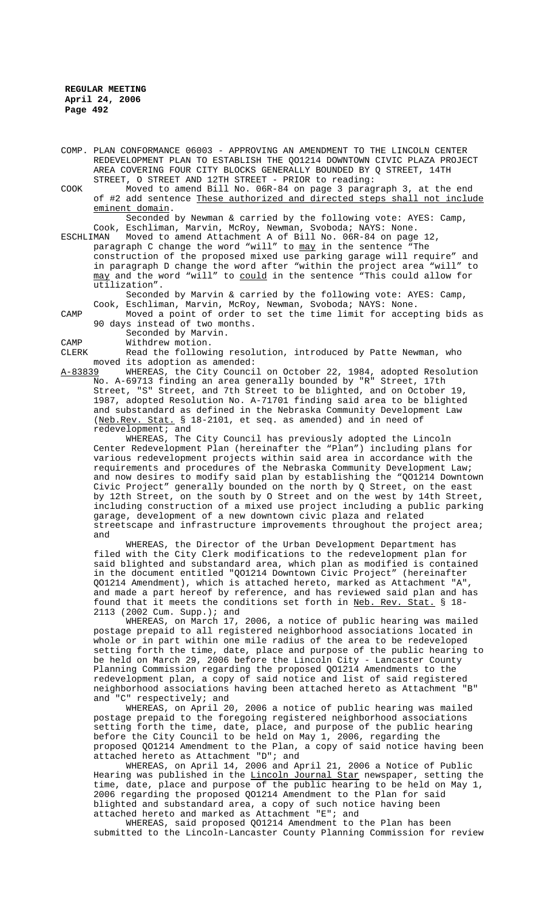COMP. PLAN CONFORMANCE 06003 - APPROVING AN AMENDMENT TO THE LINCOLN CENTER REDEVELOPMENT PLAN TO ESTABLISH THE QO1214 DOWNTOWN CIVIC PLAZA PROJECT AREA COVERING FOUR CITY BLOCKS GENERALLY BOUNDED BY Q STREET, 14TH STREET, O STREET AND 12TH STREET - PRIOR to reading:

COOK Moved to amend Bill No. 06R-84 on page 3 paragraph 3, at the end of #2 add sentence <u>These authorized and directed steps shall not include eminent domain</u>.

Seconded by Newman & carried by the following vote: AYES: Camp, Cook, Eschliman, Marvin, McRoy, Newman, Svoboda; NAYS: None.

ESCHLIMAN Moved to amend Attachment A of Bill No. 06R-84 on page 12, paragraph C change the word "will" to <u>may</u> in the sentence "The construction of the proposed mixed use parking garage will require" and in paragraph D change the word after "within the project area "will" to <u>may</u> and the word "will" to <u>could</u> in the sentence "This could allow for utilization".

Seconded by Marvin & carried by the following vote: AYES: Camp, Cook, Eschliman, Marvin, McRoy, Newman, Svoboda; NAYS: None.

CAMP Moved a point of order to set the time limit for accepting bids as 90 days instead of two months.

Seconded by Marvin.

CAMP Withdrew motion.

CLERK Read the following resolution, introduced by Patte Newman, who moved its adoption as amended:

<u>A-83839</u> WHEREAS, the City Council on October 22, 1984, adopted Resolution No. A-69713 finding an area generally bounded by "R" Street, 17th Street, "S" Street, and 7th Street to be blighted, and on October 19, 1987, adopted Resolution No. A-71701 finding said area to be blighted and substandard as defined in the Nebraska Community Development Law (<u>Neb.Rev. Stat.</u> § 18-2101, et seq. as amended) and in need of redevelopment; and

WHEREAS, The City Council has previously adopted the Lincoln Center Redevelopment Plan (hereinafter the "Plan") including plans for various redevelopment projects within said area in accordance with the requirements and procedures of the Nebraska Community Development Law; and now desires to modify said plan by establishing the "QO1214 Downtown Civic Project" generally bounded on the north by Q Street, on the east by 12th Street, on the south by O Street and on the west by 14th Street, including construction of a mixed use project including a public parking garage, development of a new downtown civic plaza and related streetscape and infrastructure improvements throughout the project area; and

WHEREAS, the Director of the Urban Development Department has filed with the City Clerk modifications to the redevelopment plan for said blighted and substandard area, which plan as modified is contained in the document entitled "QO1214 Downtown Civic Project" (hereinafter QO1214 Amendment), which is attached hereto, marked as Attachment "A", and made a part hereof by reference, and has reviewed said plan and has found that it meets the conditions set forth in <u>Neb. Rev. Stat.</u> § 18-2113 (2002 Cum. Supp.); and

WHEREAS, on March 17, 2006, a notice of public hearing was mailed postage prepaid to all registered neighborhood associations located in whole or in part within one mile radius of the area to be redeveloped setting forth the time, date, place and purpose of the public hearing to be held on March 29, 2006 before the Lincoln City - Lancaster County Planning Commission regarding the proposed QO1214 Amendments to the redevelopment plan, a copy of said notice and list of said registered neighborhood associations having been attached hereto as Attachment "B" and "C" respectively; and

WHEREAS, on April 20, 2006 a notice of public hearing was mailed postage prepaid to the foregoing registered neighborhood associations setting forth the time, date, place, and purpose of the public hearing before the City Council to be held on May 1, 2006, regarding the proposed QO1214 Amendment to the Plan, a copy of said notice having been attached hereto as Attachment "D"; and

WHEREAS, on April 14, 2006 and April 21, 2006 a Notice of Public Hearing was published in the <u>Lincoln Journal Star</u> newspaper, setting the time, date, place and purpose of the public hearing to be held on May 1, 2006 regarding the proposed QO1214 Amendment to the Plan for said blighted and substandard area, a copy of such notice having been attached hereto and marked as Attachment "E"; and

WHEREAS, said proposed QO1214 Amendment to the Plan has been submitted to the Lincoln-Lancaster County Planning Commission for review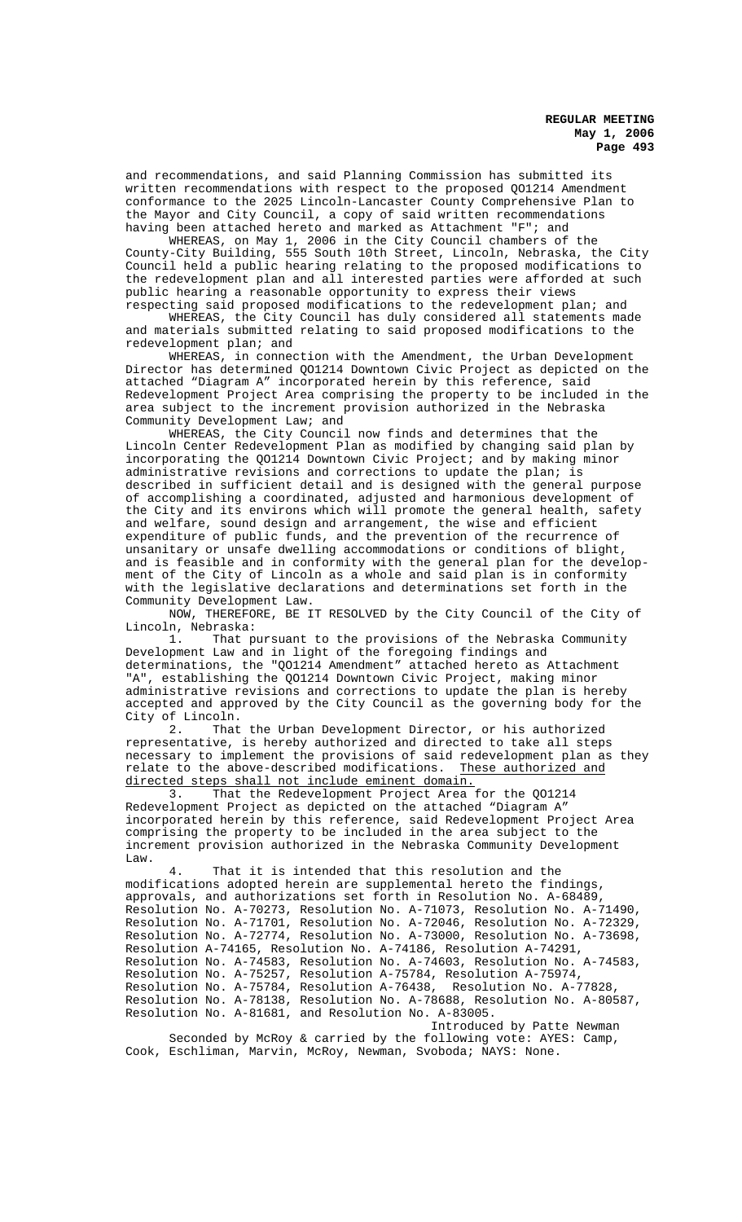and recommendations, and said Planning Commission has submitted its written recommendations with respect to the proposed QO1214 Amendment conformance to the 2025 Lincoln-Lancaster County Comprehensive Plan to the Mayor and City Council, a copy of said written recommendations having been attached hereto and marked as Attachment "F"; and

WHEREAS, on May 1, 2006 in the City Council chambers of the County-City Building, 555 South 10th Street, Lincoln, Nebraska, the City Council held a public hearing relating to the proposed modifications to the redevelopment plan and all interested parties were afforded at such public hearing a reasonable opportunity to express their views respecting said proposed modifications to the redevelopment plan; and

WHEREAS, the City Council has duly considered all statements made and materials submitted relating to said proposed modifications to the redevelopment plan; and

WHEREAS, in connection with the Amendment, the Urban Development Director has determined QO1214 Downtown Civic Project as depicted on the attached "Diagram A" incorporated herein by this reference, said Redevelopment Project Area comprising the property to be included in the area subject to the increment provision authorized in the Nebraska Community Development Law; and

WHEREAS, the City Council now finds and determines that the Lincoln Center Redevelopment Plan as modified by changing said plan by incorporating the QO1214 Downtown Civic Project; and by making minor administrative revisions and corrections to update the plan; is described in sufficient detail and is designed with the general purpose of accomplishing a coordinated, adjusted and harmonious development of the City and its environs which will promote the general health, safety and welfare, sound design and arrangement, the wise and efficient expenditure of public funds, and the prevention of the recurrence of unsanitary or unsafe dwelling accommodations or conditions of blight, and is feasible and in conformity with the general plan for the development of the City of Lincoln as a whole and said plan is in conformity with the legislative declarations and determinations set forth in the Community Development Law.

NOW, THEREFORE, BE IT RESOLVED by the City Council of the City of Lincoln, Nebraska:

1. That pursuant to the provisions of the Nebraska Community Development Law and in light of the foregoing findings and determinations, the "QO1214 Amendment" attached hereto as Attachment "A", establishing the QO1214 Downtown Civic Project, making minor administrative revisions and corrections to update the plan is hereby accepted and approved by the City Council as the governing body for the City of Lincoln.

2. That the Urban Development Director, or his authorized representative, is hereby authorized and directed to take all steps necessary to implement the provisions of said redevelopment plan as they relate to the above-described modifications. <u>These authorized and directed steps shall not include eminent domain.</u>

3. That the Redevelopment Project Area for the QO1214 Redevelopment Project as depicted on the attached "Diagram A" incorporated herein by this reference, said Redevelopment Project Area comprising the property to be included in the area subject to the increment provision authorized in the Nebraska Community Development Law.

4. That it is intended that this resolution and the modifications adopted herein are supplemental hereto the findings, approvals, and authorizations set forth in Resolution No. A-68489, Resolution No. A-70273, Resolution No. A-71073, Resolution No. A-71490, Resolution No. A-71701, Resolution No. A-72046, Resolution No. A-72329, Resolution No. A-72774, Resolution No. A-73000, Resolution No. A-73698, Resolution A-74165, Resolution No. A-74186, Resolution A-74291, Resolution No. A-74583, Resolution No. A-74603, Resolution No. A-74583, Resolution No. A-75257, Resolution A-75784, Resolution A-75974, Resolution No. A-75784, Resolution A-76438, Resolution No. A-77828, Resolution No. A-78138, Resolution No. A-78688, Resolution No. A-80587, Resolution No. A-81681, and Resolution No. A-83005.

Introduced by Patte Newman

Seconded by McRoy & carried by the following vote: AYES: Camp, Cook, Eschliman, Marvin, McRoy, Newman, Svoboda; NAYS: None.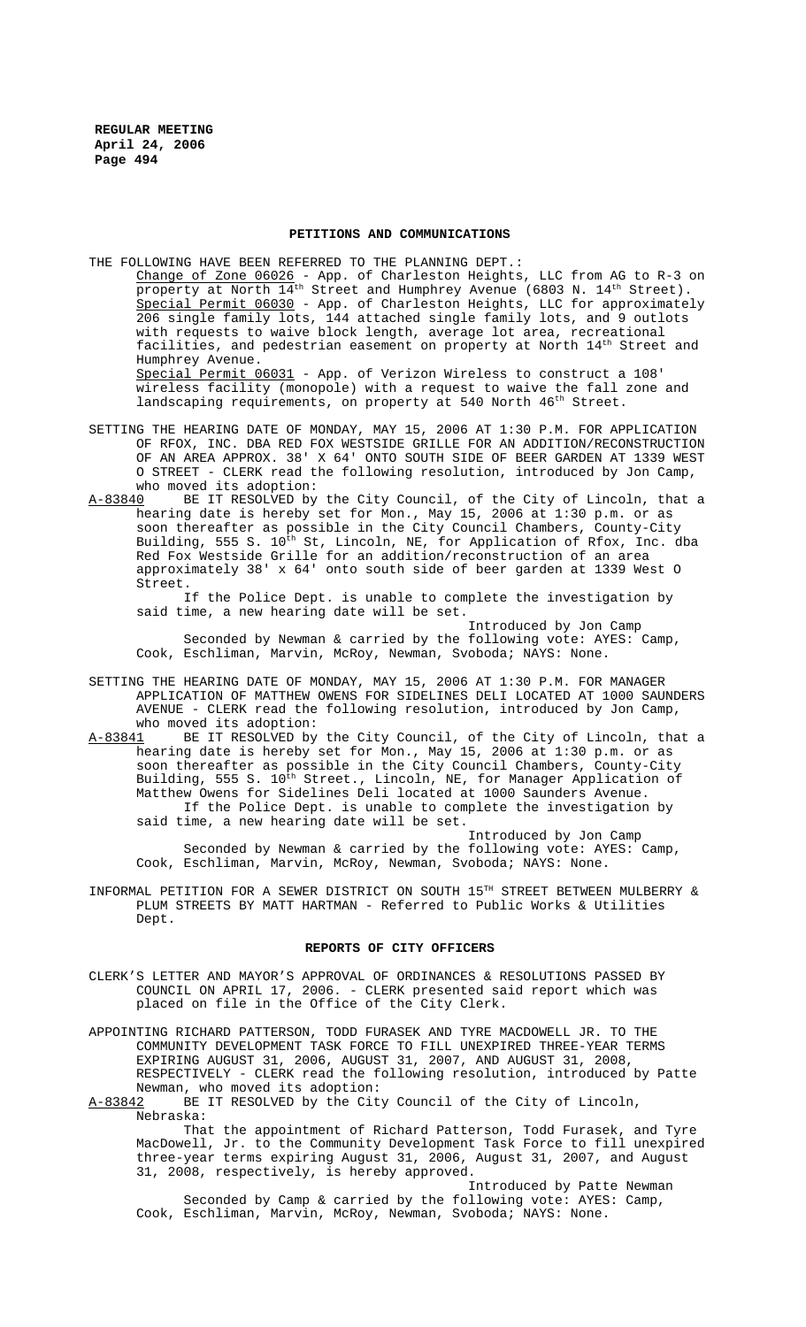## PETITIONS AND COMMUNICATIONS

THE FOLLOWING HAVE BEEN REFERRED TO THE PLANNING DEPT.:

Change of Zone 06026 - App. of Charleston Heights, LLC from AG to R-3 on property at North 14th Street and Humphrey Avenue (6803 N. 14th Street).

Special Permit 06030 - App. of Charleston Heights, LLC for approximately 206 single family lots, 144 attached single family lots, and 9 outlots with requests to waive block length, average lot area, recreational facilities, and pedestrian easement on property at North 14th Street and Humphrey Avenue.

Special Permit 06031 - App. of Verizon Wireless to construct a 108' wireless facility (monopole) with a request to waive the fall zone and landscaping requirements, on property at 540 North 46th Street.

SETTING THE HEARING DATE OF MONDAY, MAY 15, 2006 AT 1:30 P.M. FOR APPLICATION OF RFOX, INC. DBA RED FOX WESTSIDE GRILLE FOR AN ADDITION/RECONSTRUCTION OF AN AREA APPROX. 38' X 64' ONTO SOUTH SIDE OF BEER GARDEN AT 1339 WEST O STREET - CLERK read the following resolution, introduced by Jon Camp, who moved its adoption:

A-83840 BE IT RESOLVED by the City Council, of the City of Lincoln, that a hearing date is hereby set for Mon., May 15, 2006 at 1:30 p.m. or as soon thereafter as possible in the City Council Chambers, County-City Building, 555 S. 10th St, Lincoln, NE, for Application of Rfox, Inc. dba Red Fox Westside Grille for an addition/reconstruction of an area approximately 38' x 64' onto south side of beer garden at 1339 West O Street.

If the Police Dept. is unable to complete the investigation by said time, a new hearing date will be set.

Introduced by Jon Camp

Seconded by Newman & carried by the following vote: AYES: Camp, Cook, Eschliman, Marvin, McRoy, Newman, Svoboda; NAYS: None.

SETTING THE HEARING DATE OF MONDAY, MAY 15, 2006 AT 1:30 P.M. FOR MANAGER APPLICATION OF MATTHEW OWENS FOR SIDELINES DELI LOCATED AT 1000 SAUNDERS AVENUE - CLERK read the following resolution, introduced by Jon Camp, who moved its adoption:

A-83841 BE IT RESOLVED by the City Council, of the City of Lincoln, that a hearing date is hereby set for Mon., May 15, 2006 at 1:30 p.m. or as soon thereafter as possible in the City Council Chambers, County-City Building, 555 S. 10th Street., Lincoln, NE, for Manager Application of Matthew Owens for Sidelines Deli located at 1000 Saunders Avenue.

If the Police Dept. is unable to complete the investigation by said time, a new hearing date will be set.

Introduced by Jon Camp

Seconded by Newman & carried by the following vote: AYES: Camp, Cook, Eschliman, Marvin, McRoy, Newman, Svoboda; NAYS: None.

INFORMAL PETITION FOR A SEWER DISTRICT ON SOUTH 15TH STREET BETWEEN MULBERRY & PLUM STREETS BY MATT HARTMAN - Referred to Public Works & Utilities Dept.

## REPORTS OF CITY OFFICERS

CLERK'S LETTER AND MAYOR'S APPROVAL OF ORDINANCES & RESOLUTIONS PASSED BY COUNCIL ON APRIL 17, 2006. - CLERK presented said report which was placed on file in the Office of the City Clerk.

APPOINTING RICHARD PATTERSON, TODD FURASEK AND TYRE MACDOWELL JR. TO THE COMMUNITY DEVELOPMENT TASK FORCE TO FILL UNEXPIRED THREE-YEAR TERMS EXPIRING AUGUST 31, 2006, AUGUST 31, 2007, AND AUGUST 31, 2008, RESPECTIVELY - CLERK read the following resolution, introduced by Patte Newman, who moved its adoption:

A-83842 BE IT RESOLVED by the City Council of the City of Lincoln, Nebraska:

That the appointment of Richard Patterson, Todd Furasek, and Tyre MacDowell, Jr. to the Community Development Task Force to fill unexpired three-year terms expiring August 31, 2006, August 31, 2007, and August 31, 2008, respectively, is hereby approved.

Introduced by Patte Newman

Seconded by Camp & carried by the following vote: AYES: Camp, Cook, Eschliman, Marvin, McRoy, Newman, Svoboda; NAYS: None.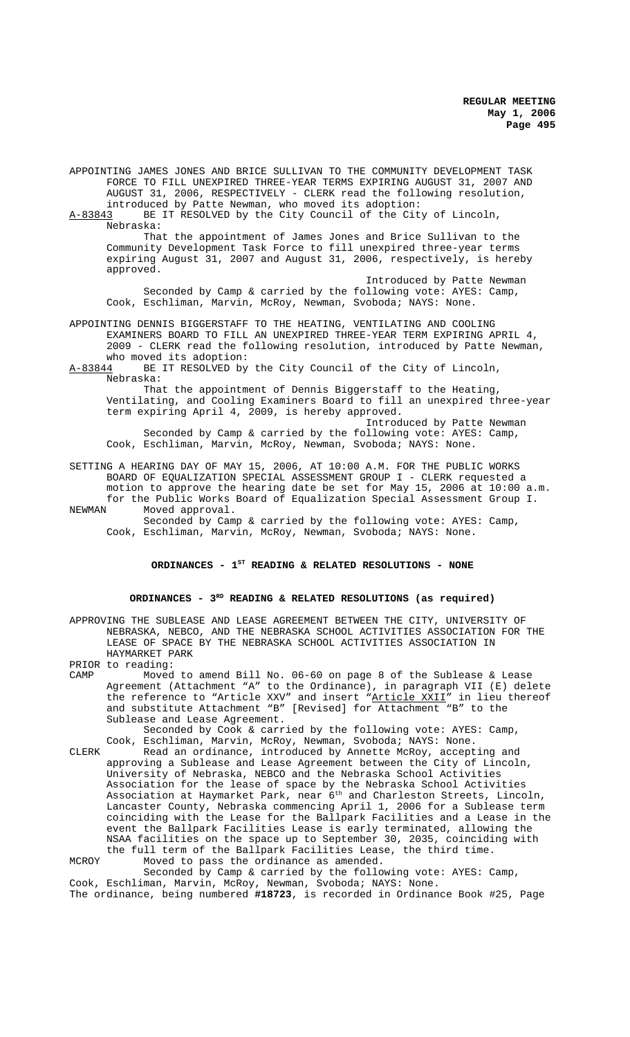APPOINTING JAMES JONES AND BRICE SULLIVAN TO THE COMMUNITY DEVELOPMENT TASK FORCE TO FILL UNEXPIRED THREE-YEAR TERMS EXPIRING AUGUST 31, 2007 AND AUGUST 31, 2006, RESPECTIVELY - CLERK read the following resolution, introduced by Patte Newman, who moved its adoption:

A-83843 BE IT RESOLVED by the City Council of the City of Lincoln, Nebraska:

That the appointment of James Jones and Brice Sullivan to the Community Development Task Force to fill unexpired three-year terms expiring August 31, 2007 and August 31, 2006, respectively, is hereby approved.

Introduced by Patte Newman

Seconded by Camp & carried by the following vote: AYES: Camp, Cook, Eschliman, Marvin, McRoy, Newman, Svoboda; NAYS: None.

APPOINTING DENNIS BIGGERSTAFF TO THE HEATING, VENTILATING AND COOLING EXAMINERS BOARD TO FILL AN UNEXPIRED THREE-YEAR TERM EXPIRING APRIL 4, 2009 - CLERK read the following resolution, introduced by Patte Newman, who moved its adoption:

A-83844 BE IT RESOLVED by the City Council of the City of Lincoln, Nebraska:

That the appointment of Dennis Biggerstaff to the Heating, Ventilating, and Cooling Examiners Board to fill an unexpired three-year term expiring April 4, 2009, is hereby approved.

Introduced by Patte Newman

Seconded by Camp & carried by the following vote: AYES: Camp, Cook, Eschliman, Marvin, McRoy, Newman, Svoboda; NAYS: None.

SETTING A HEARING DAY OF MAY 15, 2006, AT 10:00 A.M. FOR THE PUBLIC WORKS BOARD OF EQUALIZATION SPECIAL ASSESSMENT GROUP I - CLERK requested a motion to approve the hearing date be set for May 15, 2006 at 10:00 a.m. for the Public Works Board of Equalization Special Assessment Group I.

NEWMAN Moved approval.

Seconded by Camp & carried by the following vote: AYES: Camp, Cook, Eschliman, Marvin, McRoy, Newman, Svoboda; NAYS: None.

## ORDINANCES - 1ST READING & RELATED RESOLUTIONS - NONE

## ORDINANCES - 3RD READING & RELATED RESOLUTIONS (as required)

APPROVING THE SUBLEASE AND LEASE AGREEMENT BETWEEN THE CITY, UNIVERSITY OF NEBRASKA, NEBCO, AND THE NEBRASKA SCHOOL ACTIVITIES ASSOCIATION FOR THE LEASE OF SPACE BY THE NEBRASKA SCHOOL ACTIVITIES ASSOCIATION IN HAYMARKET PARK

PRIOR to reading:

CAMP Moved to amend Bill No. 06-60 on page 8 of the Sublease & Lease Agreement (Attachment "A" to the Ordinance), in paragraph VII (E) delete the reference to "Article XXV" and insert "Article XXII" in lieu thereof and substitute Attachment "B" [Revised] for Attachment "B" to the Sublease and Lease Agreement.

Seconded by Cook & carried by the following vote: AYES: Camp, Cook, Eschliman, Marvin, McRoy, Newman, Svoboda; NAYS: None.

CLERK Read an ordinance, introduced by Annette McRoy, accepting and approving a Sublease and Lease Agreement between the City of Lincoln, University of Nebraska, NEBCO and the Nebraska School Activities Association for the lease of space by the Nebraska School Activities Association at Haymarket Park, near 6th and Charleston Streets, Lincoln, Lancaster County, Nebraska commencing April 1, 2006 for a Sublease term coinciding with the Lease for the Ballpark Facilities and a Lease in the event the Ballpark Facilities Lease is early terminated, allowing the NSAA facilities on the space up to September 30, 2035, coinciding with the full term of the Ballpark Facilities Lease, the third time.

MCROY Moved to pass the ordinance as amended.

Seconded by Camp & carried by the following vote: AYES: Camp, Cook, Eschliman, Marvin, McRoy, Newman, Svoboda; NAYS: None.

The ordinance, being numbered **#18723**, is recorded in Ordinance Book #25, Page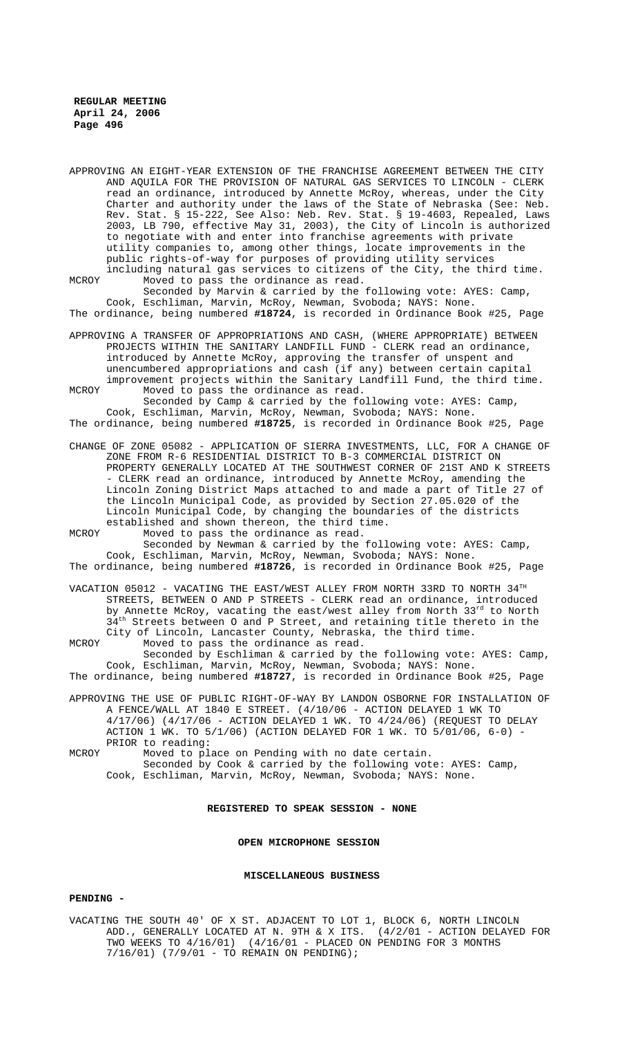APPROVING AN EIGHT-YEAR EXTENSION OF THE FRANCHISE AGREEMENT BETWEEN THE CITY AND AQUILA FOR THE PROVISION OF NATURAL GAS SERVICES TO LINCOLN - CLERK read an ordinance, introduced by Annette McRoy, whereas, under the City Charter and authority under the laws of the State of Nebraska (See: Neb. Rev. Stat. § 15-222, See Also: Neb. Rev. Stat. § 19-4603, Repealed, Laws 2003, LB 790, effective May 31, 2003), the City of Lincoln is authorized to negotiate with and enter into franchise agreements with private utility companies to, among other things, locate improvements in the public rights-of-way for purposes of providing utility services including natural gas services to citizens of the City, the third time.

MCROY Moved to pass the ordinance as read.

Seconded by Marvin & carried by the following vote: AYES: Camp, Cook, Eschliman, Marvin, McRoy, Newman, Svoboda; NAYS: None.

The ordinance, being numbered **#18724**, is recorded in Ordinance Book #25, Page

APPROVING A TRANSFER OF APPROPRIATIONS AND CASH, (WHERE APPROPRIATE) BETWEEN PROJECTS WITHIN THE SANITARY LANDFILL FUND - CLERK read an ordinance, introduced by Annette McRoy, approving the transfer of unspent and unencumbered appropriations and cash (if any) between certain capital improvement projects within the Sanitary Landfill Fund, the third time.

MCROY Moved to pass the ordinance as read.

Seconded by Camp & carried by the following vote: AYES: Camp, Cook, Eschliman, Marvin, McRoy, Newman, Svoboda; NAYS: None.

The ordinance, being numbered **#18725**, is recorded in Ordinance Book #25, Page

CHANGE OF ZONE 05082 - APPLICATION OF SIERRA INVESTMENTS, LLC, FOR A CHANGE OF ZONE FROM R-6 RESIDENTIAL DISTRICT TO B-3 COMMERCIAL DISTRICT ON PROPERTY GENERALLY LOCATED AT THE SOUTHWEST CORNER OF 21ST AND K STREETS - CLERK read an ordinance, introduced by Annette McRoy, amending the Lincoln Zoning District Maps attached to and made a part of Title 27 of the Lincoln Municipal Code, as provided by Section 27.05.020 of the Lincoln Municipal Code, by changing the boundaries of the districts established and shown thereon, the third time.

MCROY Moved to pass the ordinance as read.

Seconded by Newman & carried by the following vote: AYES: Camp, Cook, Eschliman, Marvin, McRoy, Newman, Svoboda; NAYS: None.

The ordinance, being numbered **#18726**, is recorded in Ordinance Book #25, Page

VACATION 05012 - VACATING THE EAST/WEST ALLEY FROM NORTH 33RD TO NORTH 34TH STREETS, BETWEEN O AND P STREETS - CLERK read an ordinance, introduced by Annette McRoy, vacating the east/west alley from North 33rd to North 34th Streets between O and P Street, and retaining title thereto in the City of Lincoln, Lancaster County, Nebraska, the third time.

MCROY Moved to pass the ordinance as read.

Seconded by Eschliman & carried by the following vote: AYES: Camp, Cook, Eschliman, Marvin, McRoy, Newman, Svoboda; NAYS: None.

The ordinance, being numbered **#18727**, is recorded in Ordinance Book #25, Page

APPROVING THE USE OF PUBLIC RIGHT-OF-WAY BY LANDON OSBORNE FOR INSTALLATION OF A FENCE/WALL AT 1840 E STREET. (4/10/06 - ACTION DELAYED 1 WK TO 4/17/06) (4/17/06 - ACTION DELAYED 1 WK. TO 4/24/06) (REQUEST TO DELAY ACTION 1 WK. TO 5/1/06) (ACTION DELAYED FOR 1 WK. TO 5/01/06, 6-0) - PRIOR to reading:

MCROY Moved to place on Pending with no date certain.

Seconded by Cook & carried by the following vote: AYES: Camp, Cook, Eschliman, Marvin, McRoy, Newman, Svoboda; NAYS: None.

**REGISTERED TO SPEAK SESSION - NONE**

**OPEN MICROPHONE SESSION**

**MISCELLANEOUS BUSINESS**

**PENDING -**

VACATING THE SOUTH 40' OF X ST. ADJACENT TO LOT 1, BLOCK 6, NORTH LINCOLN ADD., GENERALLY LOCATED AT N. 9TH & X ITS. (4/2/01 - ACTION DELAYED FOR TWO WEEKS TO 4/16/01) (4/16/01 - PLACED ON PENDING FOR 3 MONTHS 7/16/01) (7/9/01 - TO REMAIN ON PENDING);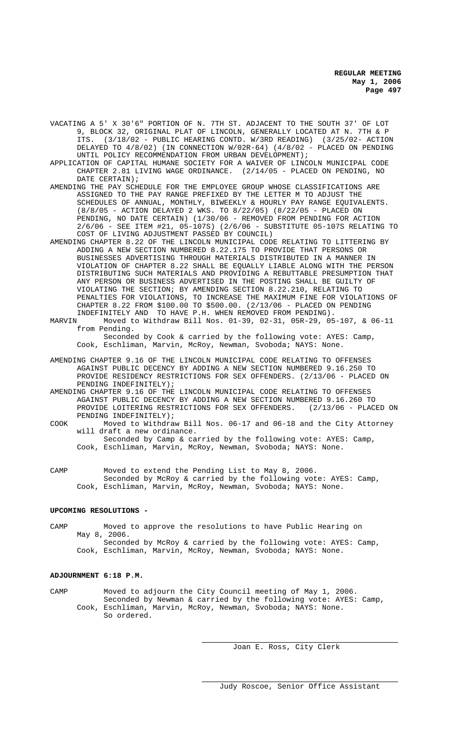VACATING A 5' X 30'6" PORTION OF N. 7TH ST. ADJACENT TO THE SOUTH 37' OF LOT 9, BLOCK 32, ORIGINAL PLAT OF LINCOLN, GENERALLY LOCATED AT N. 7TH & P ITS. (3/18/02 - PUBLIC HEARING CONTD. W/3RD READING) (3/25/02- ACTION DELAYED TO 4/8/02) (IN CONNECTION W/02R-64) (4/8/02 - PLACED ON PENDING UNTIL POLICY RECOMMENDATION FROM URBAN DEVELOPMENT);

APPLICATION OF CAPITAL HUMANE SOCIETY FOR A WAIVER OF LINCOLN MUNICIPAL CODE CHAPTER 2.81 LIVING WAGE ORDINANCE. (2/14/05 - PLACED ON PENDING, NO DATE CERTAIN);

AMENDING THE PAY SCHEDULE FOR THE EMPLOYEE GROUP WHOSE CLASSIFICATIONS ARE ASSIGNED TO THE PAY RANGE PREFIXED BY THE LETTER M TO ADJUST THE SCHEDULES OF ANNUAL, MONTHLY, BIWEEKLY & HOURLY PAY RANGE EQUIVALENTS. (8/8/05 - ACTION DELAYED 2 WKS. TO 8/22/05) (8/22/05 - PLACED ON PENDING, NO DATE CERTAIN) (1/30/06 - REMOVED FROM PENDING FOR ACTION 2/6/06 - SEE ITEM #21, 05-107S) (2/6/06 - SUBSTITUTE 05-107S RELATING TO COST OF LIVING ADJUSTMENT PASSED BY COUNCIL)

AMENDING CHAPTER 8.22 OF THE LINCOLN MUNICIPAL CODE RELATING TO LITTERING BY ADDING A NEW SECTION NUMBERED 8.22.175 TO PROVIDE THAT PERSONS OR BUSINESSES ADVERTISING THROUGH MATERIALS DISTRIBUTED IN A MANNER IN VIOLATION OF CHAPTER 8.22 SHALL BE EQUALLY LIABLE ALONG WITH THE PERSON DISTRIBUTING SUCH MATERIALS AND PROVIDING A REBUTTABLE PRESUMPTION THAT ANY PERSON OR BUSINESS ADVERTISED IN THE POSTING SHALL BE GUILTY OF VIOLATING THE SECTION; BY AMENDING SECTION 8.22.210, RELATING TO PENALTIES FOR VIOLATIONS, TO INCREASE THE MAXIMUM FINE FOR VIOLATIONS OF CHAPTER 8.22 FROM $100.00 TO $500.00. (2/13/06 - PLACED ON PENDING INDEFINITELY AND TO HAVE P.H. WHEN REMOVED FROM PENDING).

MARVIN Moved to Withdraw Bill Nos. 01-39, 02-31, 05R-29, 05-107, & 06-11 from Pending.
Seconded by Cook & carried by the following vote: AYES: Camp, Cook, Eschliman, Marvin, McRoy, Newman, Svoboda; NAYS: None.

AMENDING CHAPTER 9.16 OF THE LINCOLN MUNICIPAL CODE RELATING TO OFFENSES AGAINST PUBLIC DECENCY BY ADDING A NEW SECTION NUMBERED 9.16.250 TO PROVIDE RESIDENCY RESTRICTIONS FOR SEX OFFENDERS. (2/13/06 - PLACED ON PENDING INDEFINITELY);

AMENDING CHAPTER 9.16 OF THE LINCOLN MUNICIPAL CODE RELATING TO OFFENSES AGAINST PUBLIC DECENCY BY ADDING A NEW SECTION NUMBERED 9.16.260 TO PROVIDE LOITERING RESTRICTIONS FOR SEX OFFENDERS. (2/13/06 - PLACED ON PENDING INDEFINITELY);

COOK Moved to Withdraw Bill Nos. 06-17 and 06-18 and the City Attorney will draft a new ordinance.
Seconded by Camp & carried by the following vote: AYES: Camp, Cook, Eschliman, Marvin, McRoy, Newman, Svoboda; NAYS: None.

CAMP Moved to extend the Pending List to May 8, 2006.
Seconded by McRoy & carried by the following vote: AYES: Camp, Cook, Eschliman, Marvin, McRoy, Newman, Svoboda; NAYS: None.

**UPCOMING RESOLUTIONS -**

CAMP Moved to approve the resolutions to have Public Hearing on May 8, 2006.
Seconded by McRoy & carried by the following vote: AYES: Camp, Cook, Eschliman, Marvin, McRoy, Newman, Svoboda; NAYS: None.

**ADJOURNMENT 6:18 P.M.**

CAMP Moved to adjourn the City Council meeting of May 1, 2006.
Seconded by Newman & carried by the following vote: AYES: Camp, Cook, Eschliman, Marvin, McRoy, Newman, Svoboda; NAYS: None.
So ordered.

Joan E. Ross, City Clerk

Judy Roscoe, Senior Office Assistant